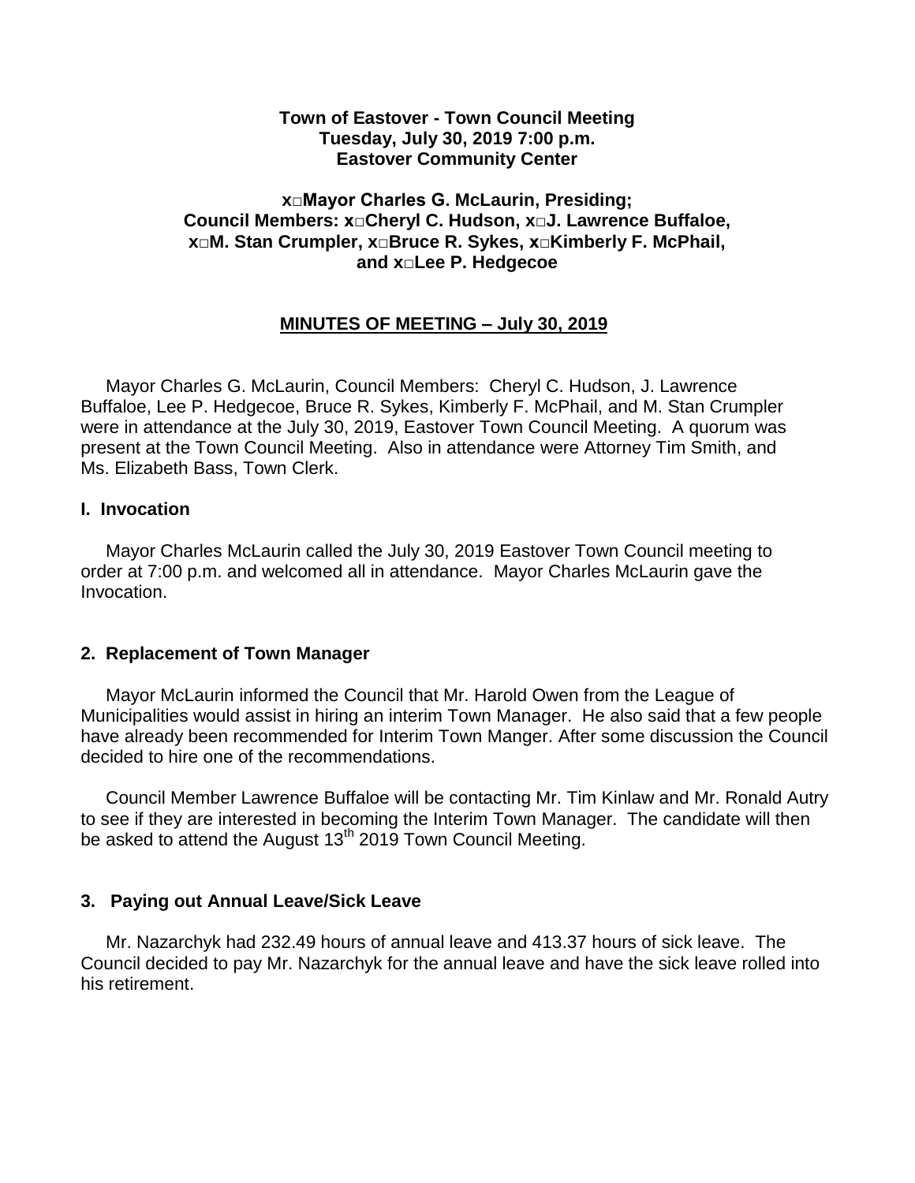**Town of Eastover - Town Council Meeting**
**Tuesday, July 30, 2019 7:00 p.m.**
**Eastover Community Center**

**x□Mayor Charles G. McLaurin, Presiding;**
**Council Members: x□Cheryl C. Hudson, x□J. Lawrence Buffaloe,**
**x□M. Stan Crumpler, x□Bruce R. Sykes, x□Kimberly F. McPhail,**
**and x□Lee P. Hedgecoe**

**MINUTES OF MEETING – July 30, 2019**

Mayor Charles G. McLaurin, Council Members: Cheryl C. Hudson, J. Lawrence Buffaloe, Lee P. Hedgecoe, Bruce R. Sykes, Kimberly F. McPhail, and M. Stan Crumpler were in attendance at the July 30, 2019, Eastover Town Council Meeting. A quorum was present at the Town Council Meeting. Also in attendance were Attorney Tim Smith, and Ms. Elizabeth Bass, Town Clerk.

## I. Invocation

Mayor Charles McLaurin called the July 30, 2019 Eastover Town Council meeting to order at 7:00 p.m. and welcomed all in attendance. Mayor Charles McLaurin gave the Invocation.

## 2. Replacement of Town Manager

Mayor McLaurin informed the Council that Mr. Harold Owen from the League of Municipalities would assist in hiring an interim Town Manager. He also said that a few people have already been recommended for Interim Town Manger. After some discussion the Council decided to hire one of the recommendations.

Council Member Lawrence Buffaloe will be contacting Mr. Tim Kinlaw and Mr. Ronald Autry to see if they are interested in becoming the Interim Town Manager. The candidate will then be asked to attend the August 13th 2019 Town Council Meeting.

## 3. Paying out Annual Leave/Sick Leave

Mr. Nazarchyk had 232.49 hours of annual leave and 413.37 hours of sick leave. The Council decided to pay Mr. Nazarchyk for the annual leave and have the sick leave rolled into his retirement.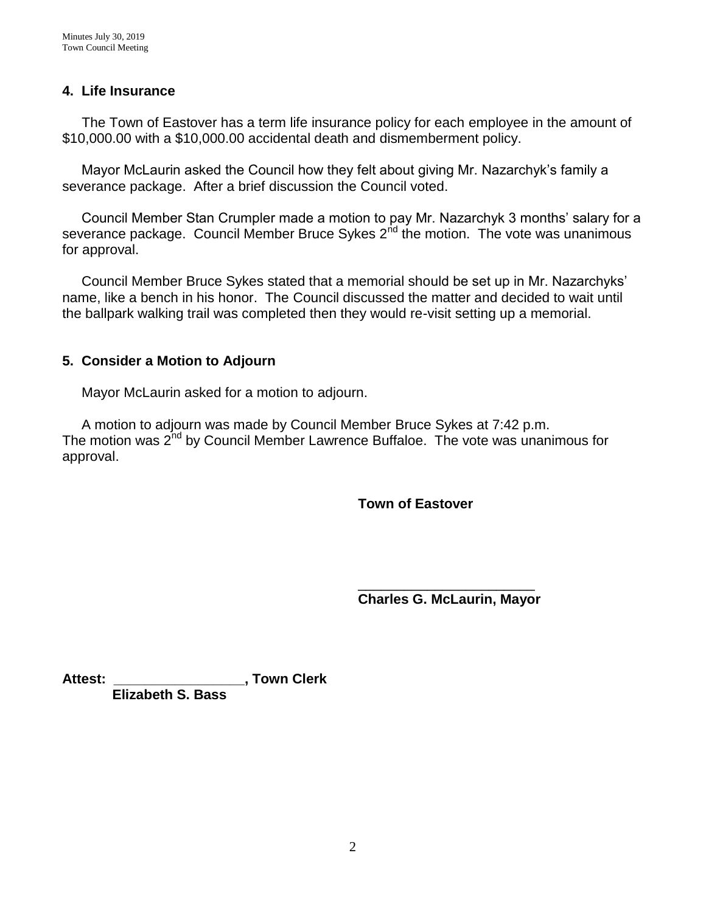## 4. Life Insurance

The Town of Eastover has a term life insurance policy for each employee in the amount of $10,000.00 with a $10,000.00 accidental death and dismemberment policy.

Mayor McLaurin asked the Council how they felt about giving Mr. Nazarchyk's family a severance package. After a brief discussion the Council voted.

Council Member Stan Crumpler made a motion to pay Mr. Nazarchyk 3 months' salary for a severance package. Council Member Bruce Sykes 2nd the motion. The vote was unanimous for approval.

Council Member Bruce Sykes stated that a memorial should be set up in Mr. Nazarchyks' name, like a bench in his honor. The Council discussed the matter and decided to wait until the ballpark walking trail was completed then they would re-visit setting up a memorial.

## 5. Consider a Motion to Adjourn

Mayor McLaurin asked for a motion to adjourn.

A motion to adjourn was made by Council Member Bruce Sykes at 7:42 p.m. The motion was 2nd by Council Member Lawrence Buffaloe. The vote was unanimous for approval.

**Town of Eastover**

\_\_\_\_\_\_\_\_\_\_\_\_\_\_\_\_\_\_\_\_\_\_\_\_
**Charles G. McLaurin, Mayor**

**Attest: \_\_\_\_\_\_\_\_\_\_\_\_\_\_\_\_\_\_, Town Clerk**
**Elizabeth S. Bass**